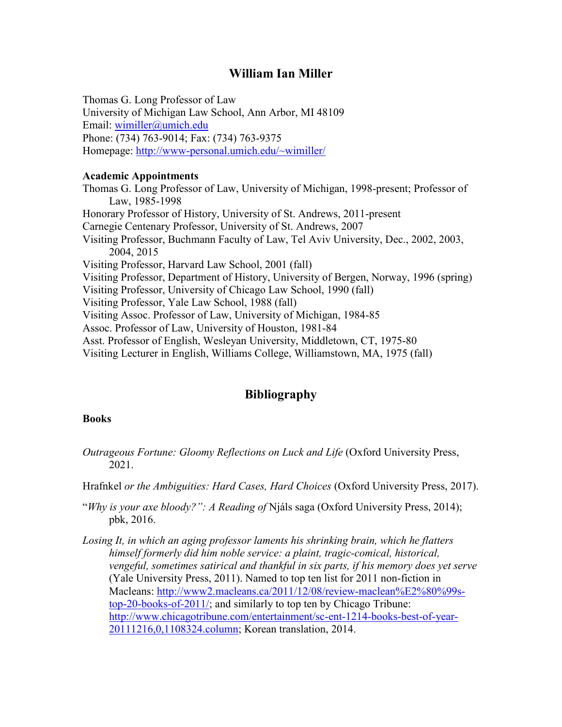# William Ian Miller

Thomas G. Long Professor of Law
University of Michigan Law School, Ann Arbor, MI 48109
Email: [wimiller@umich.edu](mailto:wimiller@umich.edu)
Phone: (734) 763-9014; Fax: (734) 763-9375
Homepage: [http://www-personal.umich.edu/~wimiller/](http://www-personal.umich.edu/~wimiller/)

### Academic Appointments

Thomas G. Long Professor of Law, University of Michigan, 1998-present; Professor of Law, 1985-1998
Honorary Professor of History, University of St. Andrews, 2011-present
Carnegie Centenary Professor, University of St. Andrews, 2007
Visiting Professor, Buchmann Faculty of Law, Tel Aviv University, Dec., 2002, 2003, 2004, 2015
Visiting Professor, Harvard Law School, 2001 (fall)
Visiting Professor, Department of History, University of Bergen, Norway, 1996 (spring)
Visiting Professor, University of Chicago Law School, 1990 (fall)
Visiting Professor, Yale Law School, 1988 (fall)
Visiting Assoc. Professor of Law, University of Michigan, 1984-85
Assoc. Professor of Law, University of Houston, 1981-84
Asst. Professor of English, Wesleyan University, Middletown, CT, 1975-80
Visiting Lecturer in English, Williams College, Williamstown, MA, 1975 (fall)

## Bibliography

### Books

*Outrageous Fortune: Gloomy Reflections on Luck and Life* (Oxford University Press, 2021.

Hrafnkel *or the Ambiguities: Hard Cases, Hard Choices* (Oxford University Press, 2017).

"*Why is your axe bloody?": A Reading of* Njáls saga (Oxford University Press, 2014); pbk, 2016.

*Losing It, in which an aging professor laments his shrinking brain, which he flatters himself formerly did him noble service: a plaint, tragic-comical, historical, vengeful, sometimes satirical and thankful in six parts, if his memory does yet serve* (Yale University Press, 2011). Named to top ten list for 2011 non-fiction in Macleans: [http://www2.macleans.ca/2011/12/08/review-maclean%E2%80%99s-top-20-books-of-2011/](http://www2.macleans.ca/2011/12/08/review-maclean%E2%80%99s-top-20-books-of-2011/); and similarly to top ten by Chicago Tribune: [http://www.chicagotribune.com/entertainment/sc-ent-1214-books-best-of-year-20111216,0,1108324.column](http://www.chicagotribune.com/entertainment/sc-ent-1214-books-best-of-year-20111216,0,1108324.column); Korean translation, 2014.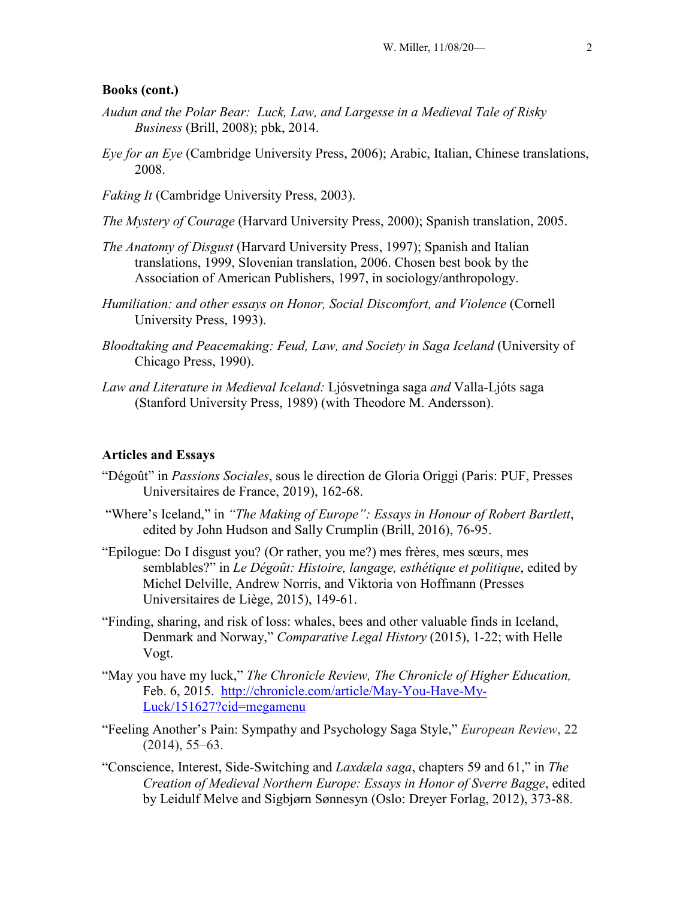**Books (cont.)**

*Audun and the Polar Bear: Luck, Law, and Largesse in a Medieval Tale of Risky Business* (Brill, 2008); pbk, 2014.

*Eye for an Eye* (Cambridge University Press, 2006); Arabic, Italian, Chinese translations, 2008.

*Faking It* (Cambridge University Press, 2003).

*The Mystery of Courage* (Harvard University Press, 2000); Spanish translation, 2005.

*The Anatomy of Disgust* (Harvard University Press, 1997); Spanish and Italian translations, 1999, Slovenian translation, 2006. Chosen best book by the Association of American Publishers, 1997, in sociology/anthropology.

*Humiliation: and other essays on Honor, Social Discomfort, and Violence* (Cornell University Press, 1993).

*Bloodtaking and Peacemaking: Feud, Law, and Society in Saga Iceland* (University of Chicago Press, 1990).

*Law and Literature in Medieval Iceland:* Ljósvetninga saga *and* Valla-Ljóts saga (Stanford University Press, 1989) (with Theodore M. Andersson).

**Articles and Essays**

"Dégoût" in *Passions Sociales*, sous le direction de Gloria Origgi (Paris: PUF, Presses Universitaires de France, 2019), 162-68.

"Where's Iceland," in *"The Making of Europe": Essays in Honour of Robert Bartlett*, edited by John Hudson and Sally Crumplin (Brill, 2016), 76-95.

"Epilogue: Do I disgust you? (Or rather, you me?) mes frères, mes sœurs, mes semblables?" in *Le Dégoût: Histoire, langage, esthétique et politique*, edited by Michel Delville, Andrew Norris, and Viktoria von Hoffmann (Presses Universitaires de Liège, 2015), 149-61.

"Finding, sharing, and risk of loss: whales, bees and other valuable finds in Iceland, Denmark and Norway," *Comparative Legal History* (2015), 1-22; with Helle Vogt.

"May you have my luck," *The Chronicle Review, The Chronicle of Higher Education,* Feb. 6, 2015. http://chronicle.com/article/May-You-Have-My-Luck/151627?cid=megamenu

"Feeling Another's Pain: Sympathy and Psychology Saga Style," *European Review*, 22 (2014), 55–63.

"Conscience, Interest, Side-Switching and *Laxdæla saga*, chapters 59 and 61," in *The Creation of Medieval Northern Europe: Essays in Honor of Sverre Bagge*, edited by Leidulf Melve and Sigbjørn Sønnesyn (Oslo: Dreyer Forlag, 2012), 373-88.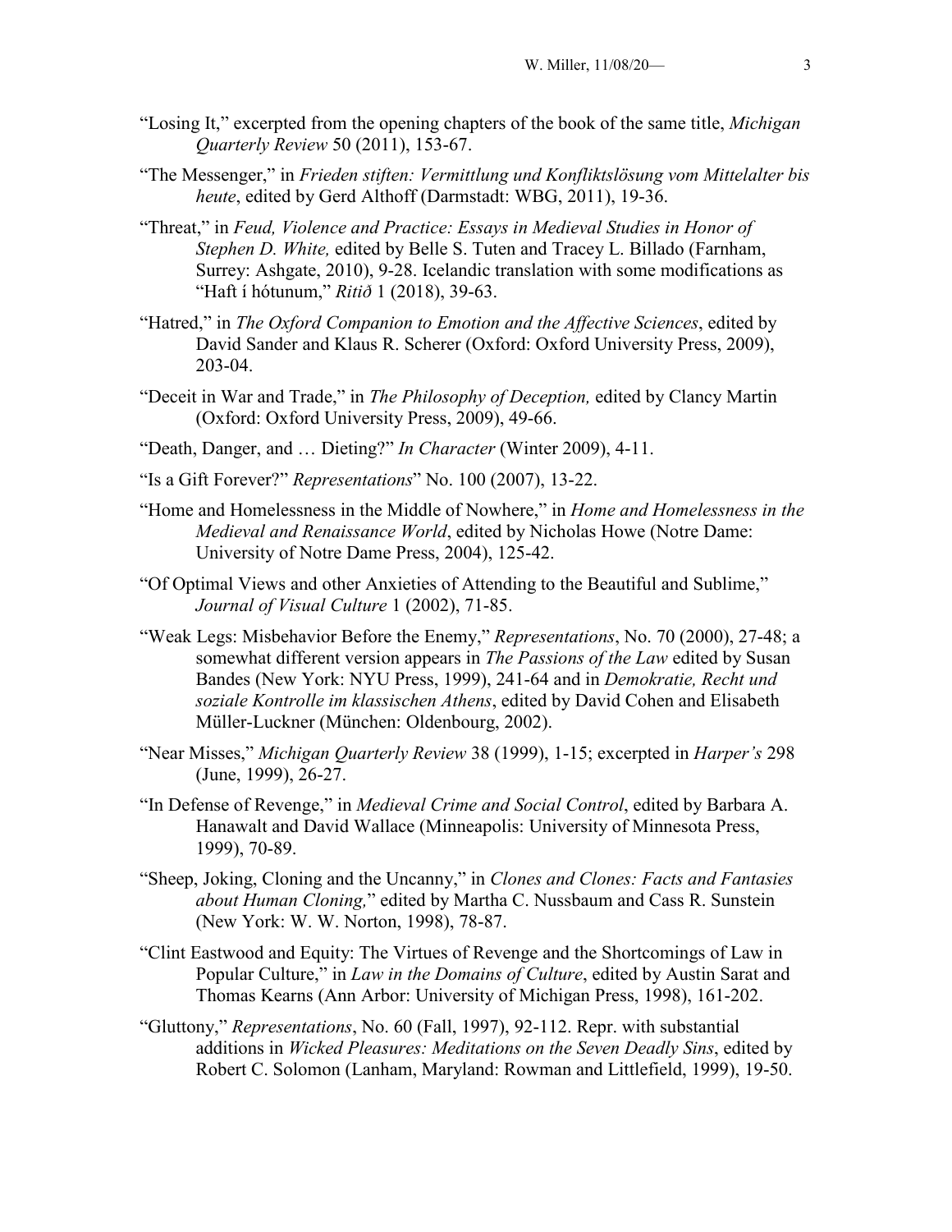"Losing It," excerpted from the opening chapters of the book of the same title, *Michigan Quarterly Review* 50 (2011), 153-67.

"The Messenger," in *Frieden stiften: Vermittlung und Konfliktslösung vom Mittelalter bis heute*, edited by Gerd Althoff (Darmstadt: WBG, 2011), 19-36.

"Threat," in *Feud, Violence and Practice: Essays in Medieval Studies in Honor of Stephen D. White,* edited by Belle S. Tuten and Tracey L. Billado (Farnham, Surrey: Ashgate, 2010), 9-28. Icelandic translation with some modifications as "Haft í hótunum," *Ritið* 1 (2018), 39-63.

"Hatred," in *The Oxford Companion to Emotion and the Affective Sciences*, edited by David Sander and Klaus R. Scherer (Oxford: Oxford University Press, 2009), 203-04.

"Deceit in War and Trade," in *The Philosophy of Deception,* edited by Clancy Martin (Oxford: Oxford University Press, 2009), 49-66.

"Death, Danger, and … Dieting?" *In Character* (Winter 2009), 4-11.

"Is a Gift Forever?" *Representations*" No. 100 (2007), 13-22.

"Home and Homelessness in the Middle of Nowhere," in *Home and Homelessness in the Medieval and Renaissance World*, edited by Nicholas Howe (Notre Dame: University of Notre Dame Press, 2004), 125-42.

"Of Optimal Views and other Anxieties of Attending to the Beautiful and Sublime," *Journal of Visual Culture* 1 (2002), 71-85.

"Weak Legs: Misbehavior Before the Enemy," *Representations*, No. 70 (2000), 27-48; a somewhat different version appears in *The Passions of the Law* edited by Susan Bandes (New York: NYU Press, 1999), 241-64 and in *Demokratie, Recht und soziale Kontrolle im klassischen Athens*, edited by David Cohen and Elisabeth Müller-Luckner (München: Oldenbourg, 2002).

"Near Misses," *Michigan Quarterly Review* 38 (1999), 1-15; excerpted in *Harper's* 298 (June, 1999), 26-27.

"In Defense of Revenge," in *Medieval Crime and Social Control*, edited by Barbara A. Hanawalt and David Wallace (Minneapolis: University of Minnesota Press, 1999), 70-89.

"Sheep, Joking, Cloning and the Uncanny," in *Clones and Clones: Facts and Fantasies about Human Cloning,*" edited by Martha C. Nussbaum and Cass R. Sunstein (New York: W. W. Norton, 1998), 78-87.

"Clint Eastwood and Equity: The Virtues of Revenge and the Shortcomings of Law in Popular Culture," in *Law in the Domains of Culture*, edited by Austin Sarat and Thomas Kearns (Ann Arbor: University of Michigan Press, 1998), 161-202.

"Gluttony," *Representations*, No. 60 (Fall, 1997), 92-112. Repr. with substantial additions in *Wicked Pleasures: Meditations on the Seven Deadly Sins*, edited by Robert C. Solomon (Lanham, Maryland: Rowman and Littlefield, 1999), 19-50.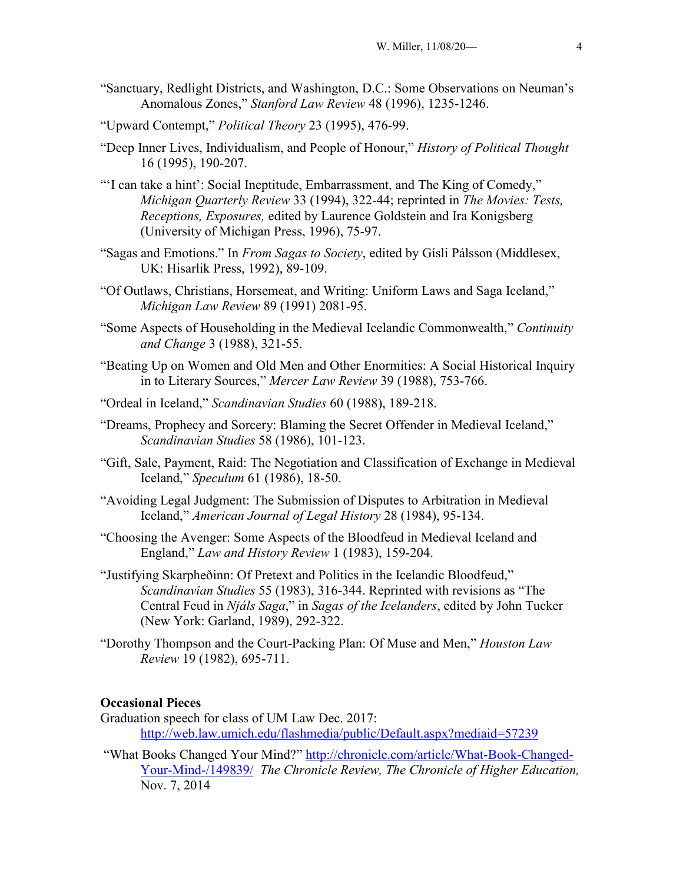"Sanctuary, Redlight Districts, and Washington, D.C.: Some Observations on Neuman's Anomalous Zones," *Stanford Law Review* 48 (1996), 1235-1246.

"Upward Contempt," *Political Theory* 23 (1995), 476-99.

"Deep Inner Lives, Individualism, and People of Honour," *History of Political Thought* 16 (1995), 190-207.

"'I can take a hint': Social Ineptitude, Embarrassment, and The King of Comedy," *Michigan Quarterly Review* 33 (1994), 322-44; reprinted in *The Movies: Tests, Receptions, Exposures,* edited by Laurence Goldstein and Ira Konigsberg (University of Michigan Press, 1996), 75-97.

"Sagas and Emotions." In *From Sagas to Society*, edited by Gísli Pálsson (Middlesex, UK: Hisarlik Press, 1992), 89-109.

"Of Outlaws, Christians, Horsemeat, and Writing: Uniform Laws and Saga Iceland," *Michigan Law Review* 89 (1991) 2081-95.

"Some Aspects of Householding in the Medieval Icelandic Commonwealth," *Continuity and Change* 3 (1988), 321-55.

"Beating Up on Women and Old Men and Other Enormities: A Social Historical Inquiry in to Literary Sources," *Mercer Law Review* 39 (1988), 753-766.

"Ordeal in Iceland," *Scandinavian Studies* 60 (1988), 189-218.

"Dreams, Prophecy and Sorcery: Blaming the Secret Offender in Medieval Iceland," *Scandinavian Studies* 58 (1986), 101-123.

"Gift, Sale, Payment, Raid: The Negotiation and Classification of Exchange in Medieval Iceland," *Speculum* 61 (1986), 18-50.

"Avoiding Legal Judgment: The Submission of Disputes to Arbitration in Medieval Iceland," *American Journal of Legal History* 28 (1984), 95-134.

"Choosing the Avenger: Some Aspects of the Bloodfeud in Medieval Iceland and England," *Law and History Review* 1 (1983), 159-204.

"Justifying Skarpheðinn: Of Pretext and Politics in the Icelandic Bloodfeud," *Scandinavian Studies* 55 (1983), 316-344. Reprinted with revisions as "The Central Feud in *Njáls Saga*," in *Sagas of the Icelanders*, edited by John Tucker (New York: Garland, 1989), 292-322.

"Dorothy Thompson and the Court-Packing Plan: Of Muse and Men," *Houston Law Review* 19 (1982), 695-711.

**Occasional Pieces**

Graduation speech for class of UM Law Dec. 2017: http://web.law.umich.edu/flashmedia/public/Default.aspx?mediaid=57239

"What Books Changed Your Mind?" http://chronicle.com/article/What-Book-Changed-Your-Mind-/149839/ *The Chronicle Review, The Chronicle of Higher Education,* Nov. 7, 2014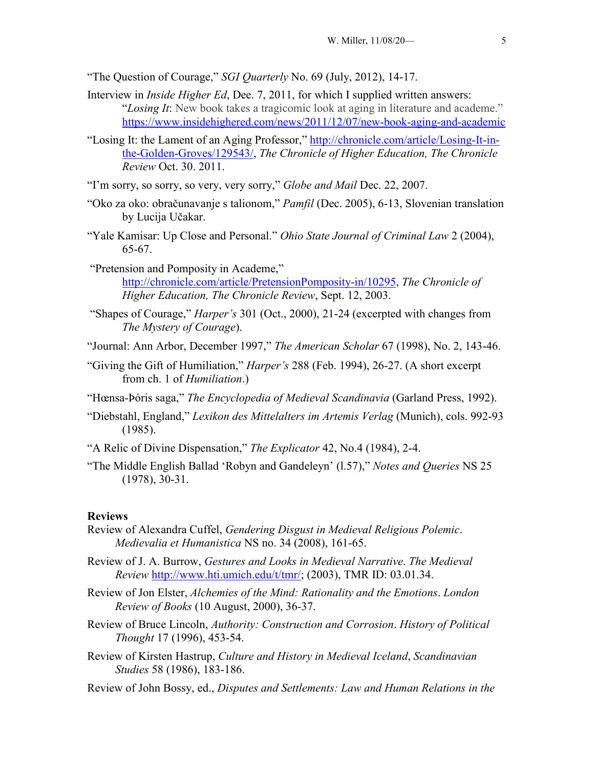"The Question of Courage," *SGI Quarterly* No. 69 (July, 2012), 14-17.

Interview in *Inside Higher Ed*, Dee. 7, 2011, for which I supplied written answers: "*Losing It*: New book takes a tragicomic look at aging in literature and academe." https://www.insidehighered.com/news/2011/12/07/new-book-aging-and-academic

"Losing It: the Lament of an Aging Professor," http://chronicle.com/article/Losing-It-in-the-Golden-Groves/129543/, *The Chronicle of Higher Education, The Chronicle Review* Oct. 30. 2011.

"I'm sorry, so sorry, so very, very sorry," *Globe and Mail* Dec. 22, 2007.

"Oko za oko: obračunavanje s talionom," *Pamfil* (Dec. 2005), 6-13, Slovenian translation by Lucija Učakar.

"Yale Kamisar: Up Close and Personal." *Ohio State Journal of Criminal Law* 2 (2004), 65-67.

"Pretension and Pomposity in Academe," http://chronicle.com/article/PretensionPomposity-in/10295, *The Chronicle of Higher Education, The Chronicle Review*, Sept. 12, 2003.

"Shapes of Courage," *Harper's* 301 (Oct., 2000), 21-24 (excerpted with changes from *The Mystery of Courage*).

"Journal: Ann Arbor, December 1997," *The American Scholar* 67 (1998), No. 2, 143-46.

"Giving the Gift of Humiliation," *Harper's* 288 (Feb. 1994), 26-27. (A short excerpt from ch. 1 of *Humiliation*.)

"Hœnsa-Þóris saga," *The Encyclopedia of Medieval Scandinavia* (Garland Press, 1992).

"Diebstahl, England," *Lexikon des Mittelalters im Artemis Verlag* (Munich), cols. 992-93 (1985).

"A Relic of Divine Dispensation," *The Explicator* 42, No.4 (1984), 2-4.

"The Middle English Ballad 'Robyn and Gandeleyn' (l.57)," *Notes and Queries* NS 25 (1978), 30-31.

## Reviews

Review of Alexandra Cuffel, *Gendering Disgust in Medieval Religious Polemic*. *Medievalia et Humanistica* NS no. 34 (2008), 161-65.

Review of J. A. Burrow, *Gestures and Looks in Medieval Narrative*. *The Medieval Review* http://www.hti.umich.edu/t/tmr/; (2003), TMR ID: 03.01.34.

Review of Jon Elster, *Alchemies of the Mind: Rationality and the Emotions*. *London Review of Books* (10 August, 2000), 36-37.

Review of Bruce Lincoln, *Authority: Construction and Corrosion*. *History of Political Thought* 17 (1996), 453-54.

Review of Kirsten Hastrup, *Culture and History in Medieval Iceland*, *Scandinavian Studies* 58 (1986), 183-186.

Review of John Bossy, ed., *Disputes and Settlements: Law and Human Relations in the*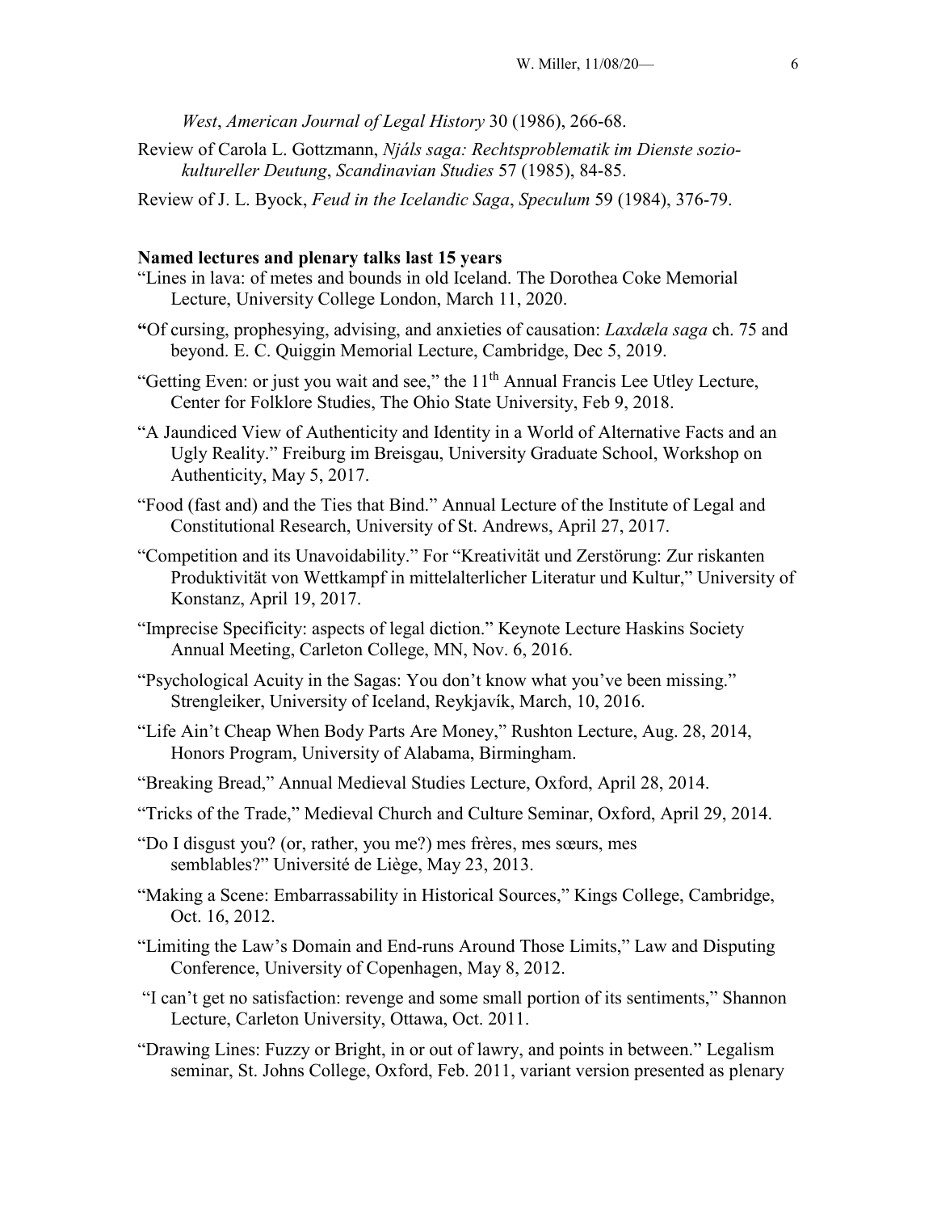*West*, *American Journal of Legal History* 30 (1986), 266-68.

Review of Carola L. Gottzmann, *Njáls saga: Rechtsproblematik im Dienste sozio-kultureller Deutung*, *Scandinavian Studies* 57 (1985), 84-85.

Review of J. L. Byock, *Feud in the Icelandic Saga*, *Speculum* 59 (1984), 376-79.

**Named lectures and plenary talks last 15 years**

"Lines in lava: of metes and bounds in old Iceland. The Dorothea Coke Memorial Lecture, University College London, March 11, 2020.

**"**Of cursing, prophesying, advising, and anxieties of causation: *Laxdæla saga* ch. 75 and beyond. E. C. Quiggin Memorial Lecture, Cambridge, Dec 5, 2019.

"Getting Even: or just you wait and see," the 11th Annual Francis Lee Utley Lecture, Center for Folklore Studies, The Ohio State University, Feb 9, 2018.

"A Jaundiced View of Authenticity and Identity in a World of Alternative Facts and an Ugly Reality." Freiburg im Breisgau, University Graduate School, Workshop on Authenticity, May 5, 2017.

"Food (fast and) and the Ties that Bind." Annual Lecture of the Institute of Legal and Constitutional Research, University of St. Andrews, April 27, 2017.

"Competition and its Unavoidability." For "Kreativität und Zerstörung: Zur riskanten Produktivität von Wettkampf in mittelalterlicher Literatur und Kultur," University of Konstanz, April 19, 2017.

"Imprecise Specificity: aspects of legal diction." Keynote Lecture Haskins Society Annual Meeting, Carleton College, MN, Nov. 6, 2016.

"Psychological Acuity in the Sagas: You don't know what you've been missing." Strengleiker, University of Iceland, Reykjavík, March, 10, 2016.

"Life Ain't Cheap When Body Parts Are Money," Rushton Lecture, Aug. 28, 2014, Honors Program, University of Alabama, Birmingham.

"Breaking Bread," Annual Medieval Studies Lecture, Oxford, April 28, 2014.

"Tricks of the Trade," Medieval Church and Culture Seminar, Oxford, April 29, 2014.

"Do I disgust you? (or, rather, you me?) mes frères, mes sœurs, mes semblables?" Université de Liège, May 23, 2013.

"Making a Scene: Embarrassability in Historical Sources," Kings College, Cambridge, Oct. 16, 2012.

"Limiting the Law's Domain and End-runs Around Those Limits," Law and Disputing Conference, University of Copenhagen, May 8, 2012.

"I can't get no satisfaction: revenge and some small portion of its sentiments," Shannon Lecture, Carleton University, Ottawa, Oct. 2011.

"Drawing Lines: Fuzzy or Bright, in or out of lawry, and points in between." Legalism seminar, St. Johns College, Oxford, Feb. 2011, variant version presented as plenary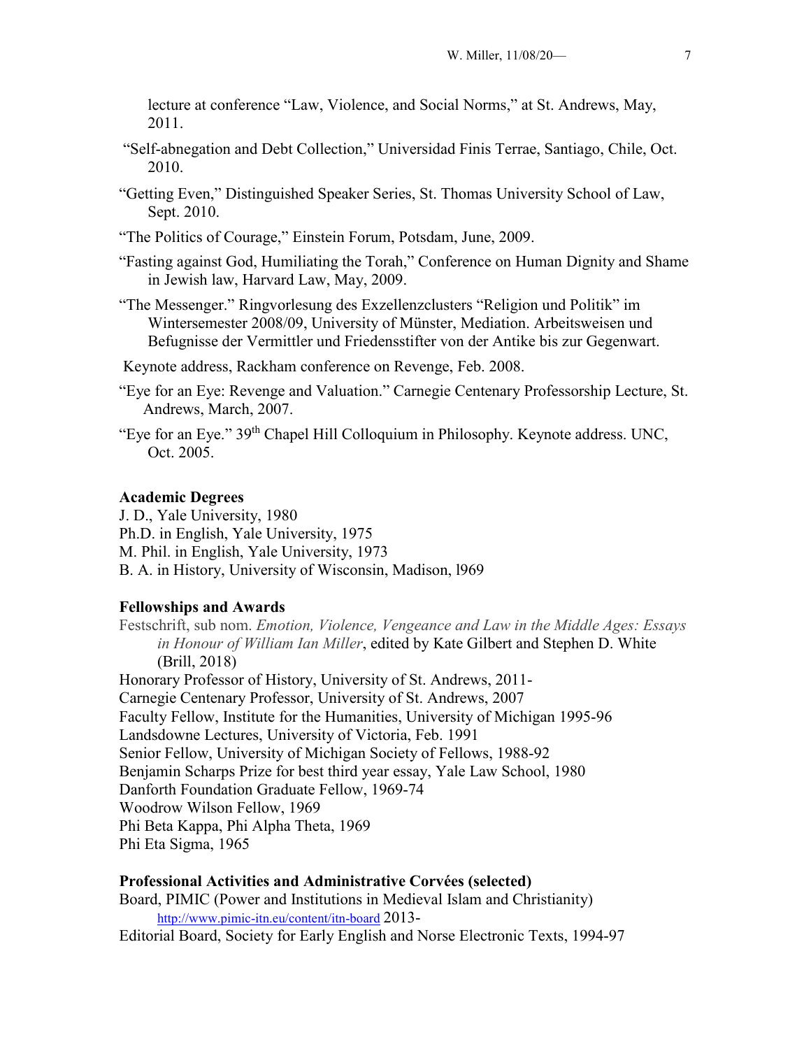lecture at conference "Law, Violence, and Social Norms," at St. Andrews, May, 2011.

"Self-abnegation and Debt Collection," Universidad Finis Terrae, Santiago, Chile, Oct. 2010.

"Getting Even," Distinguished Speaker Series, St. Thomas University School of Law, Sept. 2010.

"The Politics of Courage," Einstein Forum, Potsdam, June, 2009.

"Fasting against God, Humiliating the Torah," Conference on Human Dignity and Shame in Jewish law, Harvard Law, May, 2009.

"The Messenger." Ringvorlesung des Exzellenzclusters "Religion und Politik" im Wintersemester 2008/09, University of Münster, Mediation. Arbeitsweisen und Befugnisse der Vermittler und Friedensstifter von der Antike bis zur Gegenwart.

Keynote address, Rackham conference on Revenge, Feb. 2008.

"Eye for an Eye: Revenge and Valuation." Carnegie Centenary Professorship Lecture, St. Andrews, March, 2007.

"Eye for an Eye." 39th Chapel Hill Colloquium in Philosophy. Keynote address. UNC, Oct. 2005.

**Academic Degrees**

J. D., Yale University, 1980
Ph.D. in English, Yale University, 1975
M. Phil. in English, Yale University, 1973
B. A. in History, University of Wisconsin, Madison, l969

**Fellowships and Awards**

Festschrift, sub nom. *Emotion, Violence, Vengeance and Law in the Middle Ages: Essays in Honour of William Ian Miller*, edited by Kate Gilbert and Stephen D. White (Brill, 2018)
Honorary Professor of History, University of St. Andrews, 2011-
Carnegie Centenary Professor, University of St. Andrews, 2007
Faculty Fellow, Institute for the Humanities, University of Michigan 1995-96
Landsdowne Lectures, University of Victoria, Feb. 1991
Senior Fellow, University of Michigan Society of Fellows, 1988-92
Benjamin Scharps Prize for best third year essay, Yale Law School, 1980
Danforth Foundation Graduate Fellow, 1969-74
Woodrow Wilson Fellow, 1969
Phi Beta Kappa, Phi Alpha Theta, 1969
Phi Eta Sigma, 1965

**Professional Activities and Administrative Corvées (selected)**

Board, PIMIC (Power and Institutions in Medieval Islam and Christianity) http://www.pimic-itn.eu/content/itn-board 2013-
Editorial Board, Society for Early English and Norse Electronic Texts, 1994-97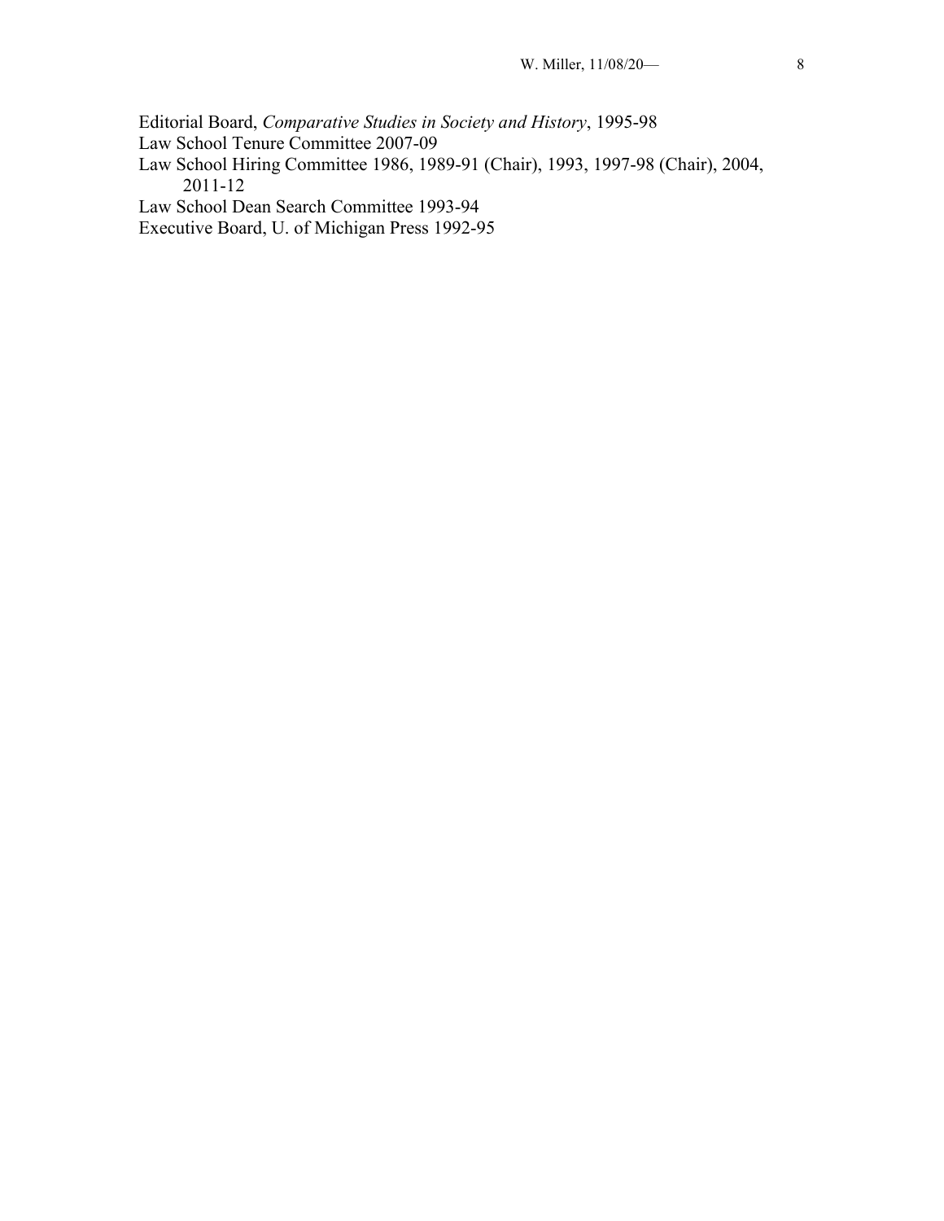Editorial Board, *Comparative Studies in Society and History*, 1995-98
Law School Tenure Committee 2007-09
Law School Hiring Committee 1986, 1989-91 (Chair), 1993, 1997-98 (Chair), 2004, 2011-12
Law School Dean Search Committee 1993-94
Executive Board, U. of Michigan Press 1992-95